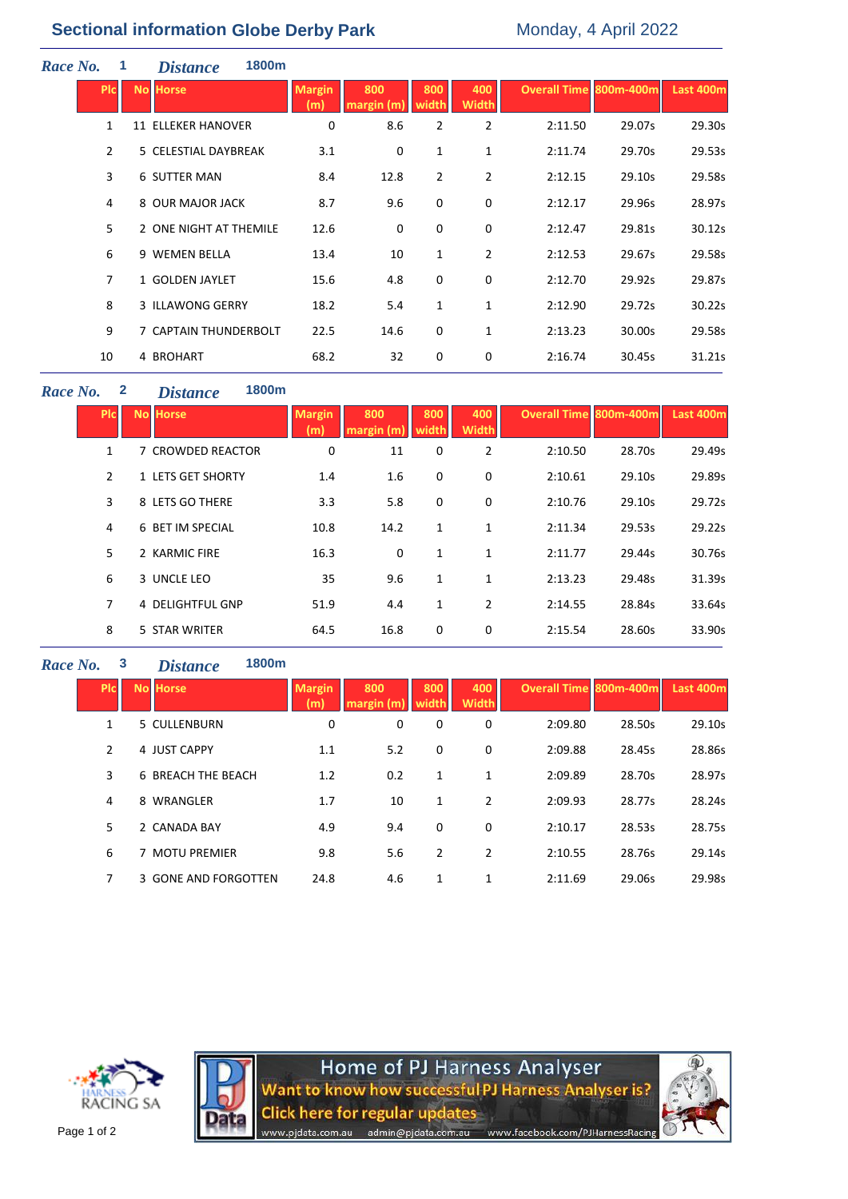# Sectional information Globe Derby Park

Monday, 4 April 2022

**Race No.** 1 **Distance** 1800m

| Plc | No | Horse | Margin (m) | 800 margin (m) | 800 width | 400 Width | Overall Time | 800m-400m | Last 400m |
|---|---|---|---|---|---|---|---|---|---|
| 1 | 11 | ELLEKER HANOVER | 0 | 8.6 | 2 | 2 | 2:11.50 | 29.07s | 29.30s |
| 2 | 5 | CELESTIAL DAYBREAK | 3.1 | 0 | 1 | 1 | 2:11.74 | 29.70s | 29.53s |
| 3 | 6 | SUTTER MAN | 8.4 | 12.8 | 2 | 2 | 2:12.15 | 29.10s | 29.58s |
| 4 | 8 | OUR MAJOR JACK | 8.7 | 9.6 | 0 | 0 | 2:12.17 | 29.96s | 28.97s |
| 5 | 2 | ONE NIGHT AT THEMILE | 12.6 | 0 | 0 | 0 | 2:12.47 | 29.81s | 30.12s |
| 6 | 9 | WEMEN BELLA | 13.4 | 10 | 1 | 2 | 2:12.53 | 29.67s | 29.58s |
| 7 | 1 | GOLDEN JAYLET | 15.6 | 4.8 | 0 | 0 | 2:12.70 | 29.92s | 29.87s |
| 8 | 3 | ILLAWONG GERRY | 18.2 | 5.4 | 1 | 1 | 2:12.90 | 29.72s | 30.22s |
| 9 | 7 | CAPTAIN THUNDERBOLT | 22.5 | 14.6 | 0 | 1 | 2:13.23 | 30.00s | 29.58s |
| 10 | 4 | BROHART | 68.2 | 32 | 0 | 0 | 2:16.74 | 30.45s | 31.21s |

**Race No.** 2 **Distance** 1800m

| Plc | No | Horse | Margin (m) | 800 margin (m) | 800 width | 400 Width | Overall Time | 800m-400m | Last 400m |
|---|---|---|---|---|---|---|---|---|---|
| 1 | 7 | CROWDED REACTOR | 0 | 11 | 0 | 2 | 2:10.50 | 28.70s | 29.49s |
| 2 | 1 | LETS GET SHORTY | 1.4 | 1.6 | 0 | 0 | 2:10.61 | 29.10s | 29.89s |
| 3 | 8 | LETS GO THERE | 3.3 | 5.8 | 0 | 0 | 2:10.76 | 29.10s | 29.72s |
| 4 | 6 | BET IM SPECIAL | 10.8 | 14.2 | 1 | 1 | 2:11.34 | 29.53s | 29.22s |
| 5 | 2 | KARMIC FIRE | 16.3 | 0 | 1 | 1 | 2:11.77 | 29.44s | 30.76s |
| 6 | 3 | UNCLE LEO | 35 | 9.6 | 1 | 1 | 2:13.23 | 29.48s | 31.39s |
| 7 | 4 | DELIGHTFUL GNP | 51.9 | 4.4 | 1 | 2 | 2:14.55 | 28.84s | 33.64s |
| 8 | 5 | STAR WRITER | 64.5 | 16.8 | 0 | 0 | 2:15.54 | 28.60s | 33.90s |

**Race No.** 3 **Distance** 1800m

| Plc | No | Horse | Margin (m) | 800 margin (m) | 800 width | 400 Width | Overall Time | 800m-400m | Last 400m |
|---|---|---|---|---|---|---|---|---|---|
| 1 | 5 | CULLENBURN | 0 | 0 | 0 | 0 | 2:09.80 | 28.50s | 29.10s |
| 2 | 4 | JUST CAPPY | 1.1 | 5.2 | 0 | 0 | 2:09.88 | 28.45s | 28.86s |
| 3 | 6 | BREACH THE BEACH | 1.2 | 0.2 | 1 | 1 | 2:09.89 | 28.70s | 28.97s |
| 4 | 8 | WRANGLER | 1.7 | 10 | 1 | 2 | 2:09.93 | 28.77s | 28.24s |
| 5 | 2 | CANADA BAY | 4.9 | 9.4 | 0 | 0 | 2:10.17 | 28.53s | 28.75s |
| 6 | 7 | MOTU PREMIER | 9.8 | 5.6 | 2 | 2 | 2:10.55 | 28.76s | 29.14s |
| 7 | 3 | GONE AND FORGOTTEN | 24.8 | 4.6 | 1 | 1 | 2:11.69 | 29.06s | 29.98s |

HARNESS RACING SA

Home of PJ Harness Analyser
Want to know how successful PJ Harness Analyser is?
Click here for regular updates
www.pjdata.com.au admin@pjdata.com.au www.facebook.com/PJHarnessRacing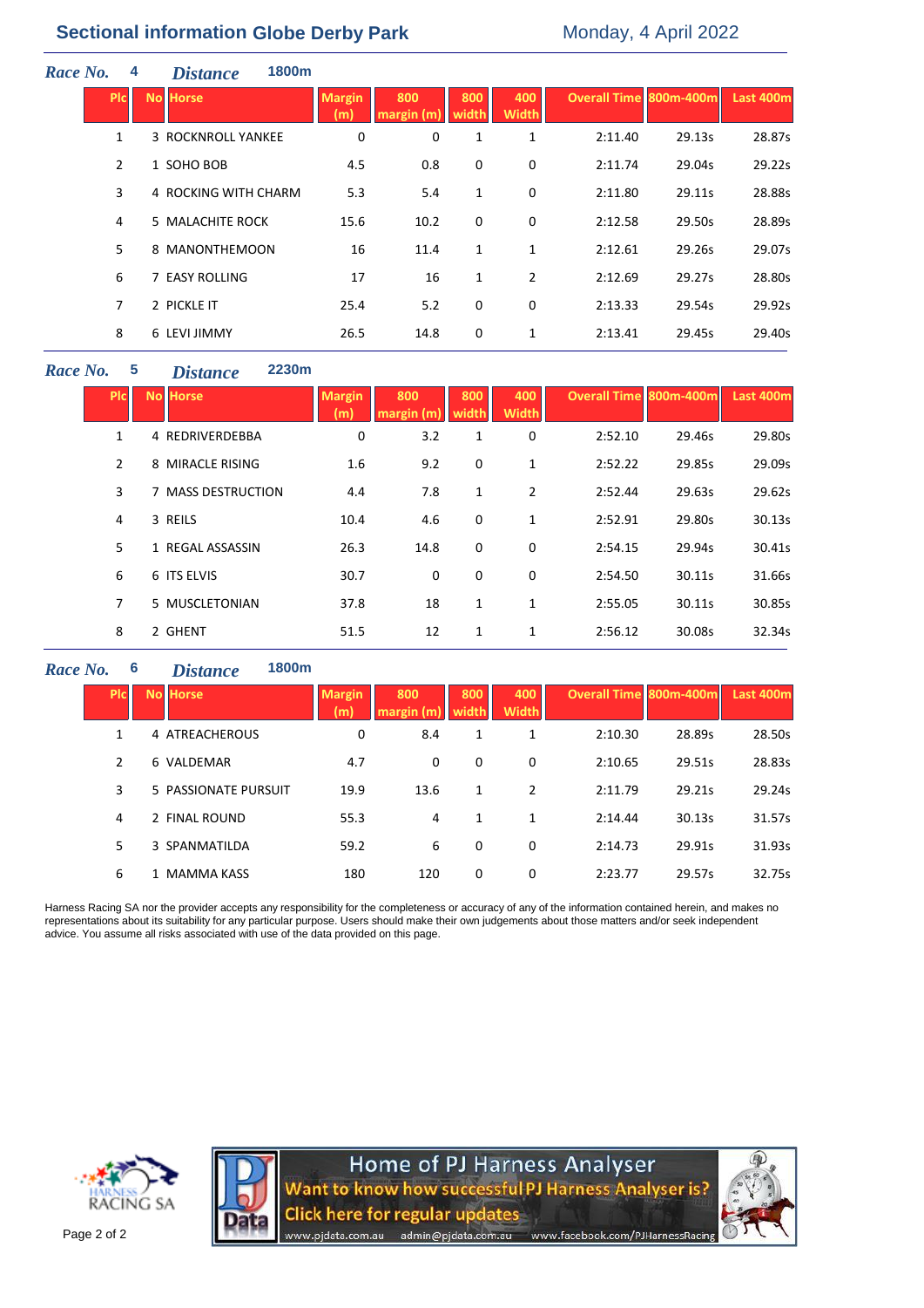## Sectional information Globe Derby Park

Monday, 4 April 2022

### *Race No.* 4 *Distance* 1800m

| Plc | No | Horse | Margin (m) | 800 margin (m) | 800 width | 400 Width | Overall Time | 800m-400m | Last 400m |
|---|---|---|---|---|---|---|---|---|---|
| 1 | 3 | ROCKNROLL YANKEE | 0 | 0 | 1 | 1 | 2:11.40 | 29.13s | 28.87s |
| 2 | 1 | SOHO BOB | 4.5 | 0.8 | 0 | 0 | 2:11.74 | 29.04s | 29.22s |
| 3 | 4 | ROCKING WITH CHARM | 5.3 | 5.4 | 1 | 0 | 2:11.80 | 29.11s | 28.88s |
| 4 | 5 | MALACHITE ROCK | 15.6 | 10.2 | 0 | 0 | 2:12.58 | 29.50s | 28.89s |
| 5 | 8 | MANONTHEMOON | 16 | 11.4 | 1 | 1 | 2:12.61 | 29.26s | 29.07s |
| 6 | 7 | EASY ROLLING | 17 | 16 | 1 | 2 | 2:12.69 | 29.27s | 28.80s |
| 7 | 2 | PICKLE IT | 25.4 | 5.2 | 0 | 0 | 2:13.33 | 29.54s | 29.92s |
| 8 | 6 | LEVI JIMMY | 26.5 | 14.8 | 0 | 1 | 2:13.41 | 29.45s | 29.40s |

### *Race No.* 5 *Distance* 2230m

| Plc | No | Horse | Margin (m) | 800 margin (m) | 800 width | 400 Width | Overall Time | 800m-400m | Last 400m |
|---|---|---|---|---|---|---|---|---|---|
| 1 | 4 | REDRIVERDEBBA | 0 | 3.2 | 1 | 0 | 2:52.10 | 29.46s | 29.80s |
| 2 | 8 | MIRACLE RISING | 1.6 | 9.2 | 0 | 1 | 2:52.22 | 29.85s | 29.09s |
| 3 | 7 | MASS DESTRUCTION | 4.4 | 7.8 | 1 | 2 | 2:52.44 | 29.63s | 29.62s |
| 4 | 3 | REILS | 10.4 | 4.6 | 0 | 1 | 2:52.91 | 29.80s | 30.13s |
| 5 | 1 | REGAL ASSASSIN | 26.3 | 14.8 | 0 | 0 | 2:54.15 | 29.94s | 30.41s |
| 6 | 6 | ITS ELVIS | 30.7 | 0 | 0 | 0 | 2:54.50 | 30.11s | 31.66s |
| 7 | 5 | MUSCLETONIAN | 37.8 | 18 | 1 | 1 | 2:55.05 | 30.11s | 30.85s |
| 8 | 2 | GHENT | 51.5 | 12 | 1 | 1 | 2:56.12 | 30.08s | 32.34s |

### *Race No.* 6 *Distance* 1800m

| Plc | No | Horse | Margin (m) | 800 margin (m) | 800 width | 400 Width | Overall Time | 800m-400m | Last 400m |
|---|---|---|---|---|---|---|---|---|---|
| 1 | 4 | ATREACHEROUS | 0 | 8.4 | 1 | 1 | 2:10.30 | 28.89s | 28.50s |
| 2 | 6 | VALDEMAR | 4.7 | 0 | 0 | 0 | 2:10.65 | 29.51s | 28.83s |
| 3 | 5 | PASSIONATE PURSUIT | 19.9 | 13.6 | 1 | 2 | 2:11.79 | 29.21s | 29.24s |
| 4 | 2 | FINAL ROUND | 55.3 | 4 | 1 | 1 | 2:14.44 | 30.13s | 31.57s |
| 5 | 3 | SPANMATILDA | 59.2 | 6 | 0 | 0 | 2:14.73 | 29.91s | 31.93s |
| 6 | 1 | MAMMA KASS | 180 | 120 | 0 | 0 | 2:23.77 | 29.57s | 32.75s |

Harness Racing SA nor the provider accepts any responsibility for the completeness or accuracy of any of the information contained herein, and makes no representations about its suitability for any particular purpose. Users should make their own judgements about those matters and/or seek independent advice. You assume all risks associated with use of the data provided on this page.

HARNESS RACING SA

Home of PJ Harness Analyser
Want to know how successful PJ Harness Analyser is?
Click here for regular updates
www.pjdata.com.au admin@pjdata.com.au www.facebook.com/PJHarnessRacing